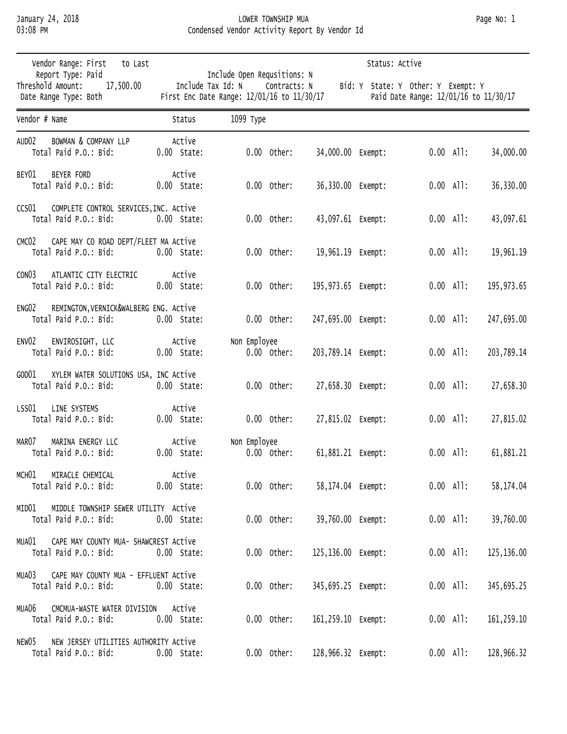# LOWER TOWNSHIP MUA

## Condensed Vendor Activity Report By Vendor Id

January 24, 2018
03:08 PM

| | | | |
|---|---|---|---|
| Vendor Range: First to Last | | Status: Active | |
| Report Type: Paid | Include Open Requsitions: N | | |
| Threshold Amount: 17,500.00 | Include Tax Id: N | Contracts: N | Bid: Y State: Y Other: Y Exempt: Y |
| Date Range Type: Both | First Enc Date Range: 12/01/16 to 11/30/17 | | Paid Date Range: 12/01/16 to 11/30/17 |

| Vendor # | Name | Status | 1099 Type | Total Paid P.O.: Bid | State | Other | Exempt | All |
|---|---|---|---|---|---|---|---|---|
| AUD02 | BOWMAN & COMPANY LLP | Active | | 0.00 | 0.00 | 34,000.00 | 0.00 | 34,000.00 |
| BEY01 | BEYER FORD | Active | | 0.00 | 0.00 | 36,330.00 | 0.00 | 36,330.00 |
| CCS01 | COMPLETE CONTROL SERVICES,INC. | Active | | 0.00 | 0.00 | 43,097.61 | 0.00 | 43,097.61 |
| CMC02 | CAPE MAY CO ROAD DEPT/FLEET MA | Active | | 0.00 | 0.00 | 19,961.19 | 0.00 | 19,961.19 |
| CON03 | ATLANTIC CITY ELECTRIC | Active | | 0.00 | 0.00 | 195,973.65 | 0.00 | 195,973.65 |
| ENG02 | REMINGTON,VERNICK&WALBERG ENG. | Active | | 0.00 | 0.00 | 247,695.00 | 0.00 | 247,695.00 |
| ENV02 | ENVIROSIGHT, LLC | Active | Non Employee | 0.00 | 0.00 | 203,789.14 | 0.00 | 203,789.14 |
| GOD01 | XYLEM WATER SOLUTIONS USA, INC | Active | | 0.00 | 0.00 | 27,658.30 | 0.00 | 27,658.30 |
| LSS01 | LINE SYSTEMS | Active | | 0.00 | 0.00 | 27,815.02 | 0.00 | 27,815.02 |
| MAR07 | MARINA ENERGY LLC | Active | Non Employee | 0.00 | 0.00 | 61,881.21 | 0.00 | 61,881.21 |
| MCH01 | MIRACLE CHEMICAL | Active | | 0.00 | 0.00 | 58,174.04 | 0.00 | 58,174.04 |
| MID01 | MIDDLE TOWNSHIP SEWER UTILITY | Active | | 0.00 | 0.00 | 39,760.00 | 0.00 | 39,760.00 |
| MUA01 | CAPE MAY COUNTY MUA- SHAWCREST | Active | | 0.00 | 0.00 | 125,136.00 | 0.00 | 125,136.00 |
| MUA03 | CAPE MAY COUNTY MUA - EFFLUENT | Active | | 0.00 | 0.00 | 345,695.25 | 0.00 | 345,695.25 |
| MUA06 | CMCMUA-WASTE WATER DIVISION | Active | | 0.00 | 0.00 | 161,259.10 | 0.00 | 161,259.10 |
| NEW05 | NEW JERSEY UTILITIES AUTHORITY | Active | | 0.00 | 0.00 | 128,966.32 | 0.00 | 128,966.32 |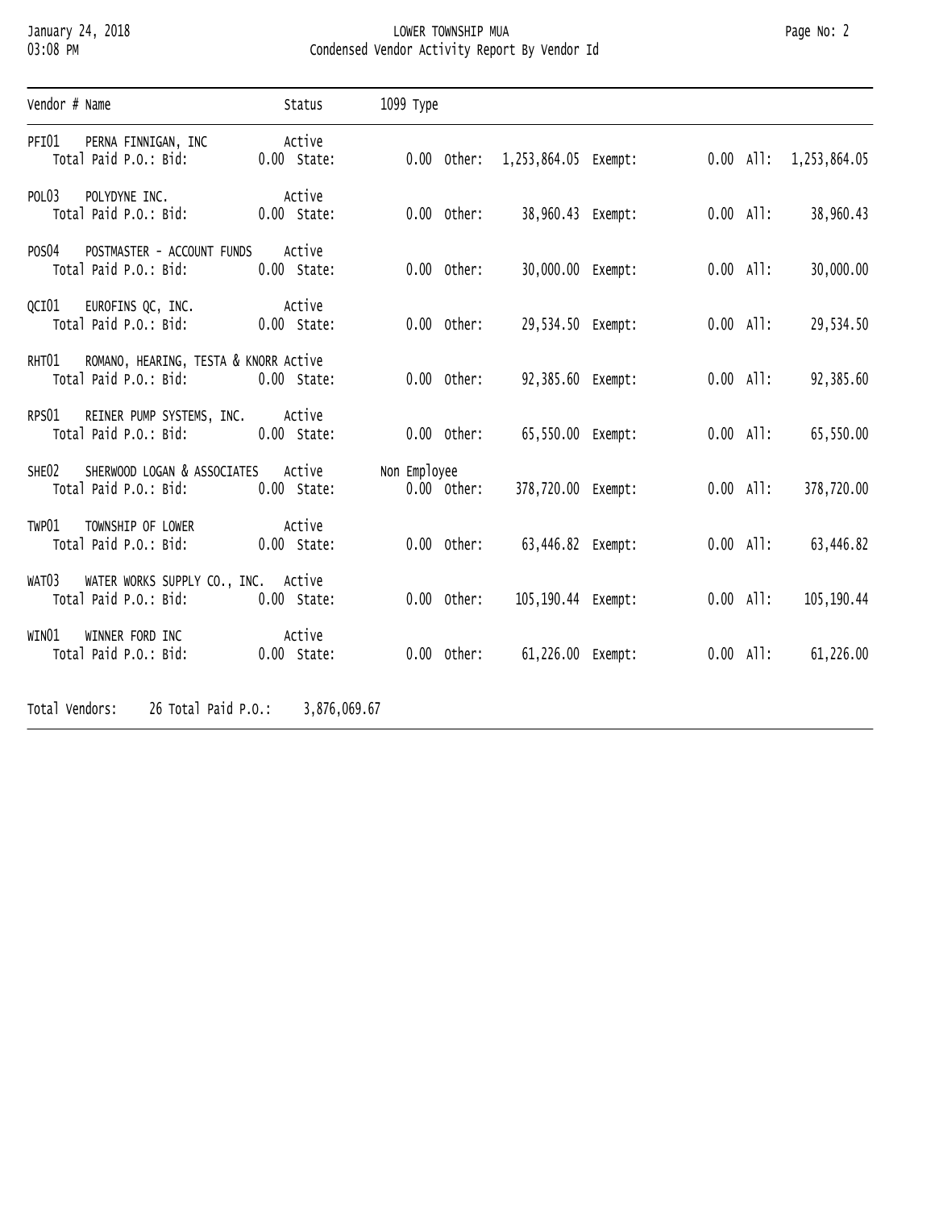| Vendor # | Name | Status | 1099 Type | | | | | | | | |
|---|---|---|---|---|---|---|---|---|---|---|---|
| PFI01 | PERNA FINNIGAN, INC | Active | | | | | | | | | |
| | Total Paid P.O.: | Bid: | 0.00 | State: | 0.00 | Other: | 1,253,864.05 | Exempt: | 0.00 | All: | 1,253,864.05 |
| POL03 | POLYDYNE INC. | Active | | | | | | | | | |
| | Total Paid P.O.: | Bid: | 0.00 | State: | 0.00 | Other: | 38,960.43 | Exempt: | 0.00 | All: | 38,960.43 |
| POS04 | POSTMASTER - ACCOUNT FUNDS | Active | | | | | | | | | |
| | Total Paid P.O.: | Bid: | 0.00 | State: | 0.00 | Other: | 30,000.00 | Exempt: | 0.00 | All: | 30,000.00 |
| QCI01 | EUROFINS QC, INC. | Active | | | | | | | | | |
| | Total Paid P.O.: | Bid: | 0.00 | State: | 0.00 | Other: | 29,534.50 | Exempt: | 0.00 | All: | 29,534.50 |
| RHT01 | ROMANO, HEARING, TESTA & KNORR | Active | | | | | | | | | |
| | Total Paid P.O.: | Bid: | 0.00 | State: | 0.00 | Other: | 92,385.60 | Exempt: | 0.00 | All: | 92,385.60 |
| RPS01 | REINER PUMP SYSTEMS, INC. | Active | | | | | | | | | |
| | Total Paid P.O.: | Bid: | 0.00 | State: | 0.00 | Other: | 65,550.00 | Exempt: | 0.00 | All: | 65,550.00 |
| SHE02 | SHERWOOD LOGAN & ASSOCIATES | Active | Non Employee | | | | | | | | |
| | Total Paid P.O.: | Bid: | 0.00 | State: | 0.00 | Other: | 378,720.00 | Exempt: | 0.00 | All: | 378,720.00 |
| TWP01 | TOWNSHIP OF LOWER | Active | | | | | | | | | |
| | Total Paid P.O.: | Bid: | 0.00 | State: | 0.00 | Other: | 63,446.82 | Exempt: | 0.00 | All: | 63,446.82 |
| WAT03 | WATER WORKS SUPPLY CO., INC. | Active | | | | | | | | | |
| | Total Paid P.O.: | Bid: | 0.00 | State: | 0.00 | Other: | 105,190.44 | Exempt: | 0.00 | All: | 105,190.44 |
| WIN01 | WINNER FORD INC | Active | | | | | | | | | |
| | Total Paid P.O.: | Bid: | 0.00 | State: | 0.00 | Other: | 61,226.00 | Exempt: | 0.00 | All: | 61,226.00 |

Total Vendors: 26 Total Paid P.O.: 3,876,069.67